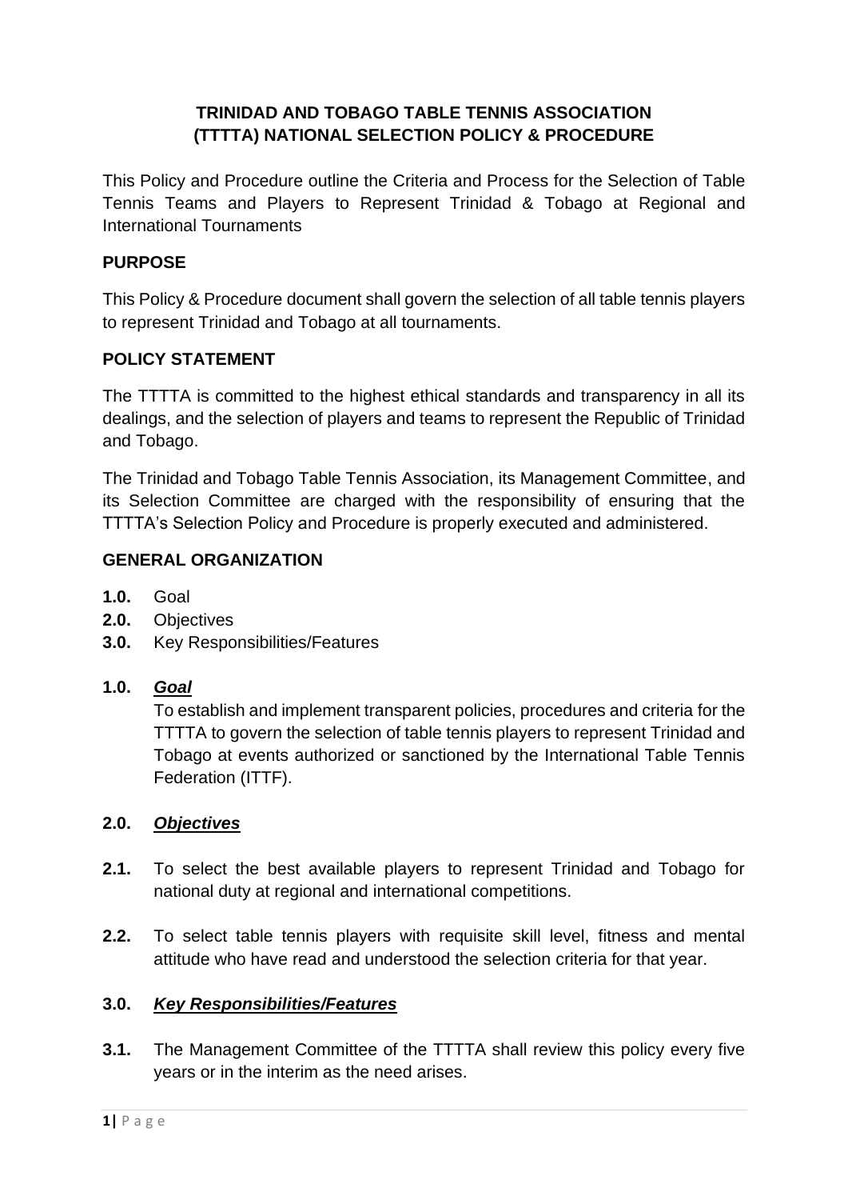# TRINIDAD AND TOBAGO TABLE TENNIS ASSOCIATION (TTTTA) NATIONAL SELECTION POLICY & PROCEDURE

This Policy and Procedure outline the Criteria and Process for the Selection of Table Tennis Teams and Players to Represent Trinidad & Tobago at Regional and International Tournaments

## PURPOSE

This Policy & Procedure document shall govern the selection of all table tennis players to represent Trinidad and Tobago at all tournaments.

## POLICY STATEMENT

The TTTTA is committed to the highest ethical standards and transparency in all its dealings, and the selection of players and teams to represent the Republic of Trinidad and Tobago.

The Trinidad and Tobago Table Tennis Association, its Management Committee, and its Selection Committee are charged with the responsibility of ensuring that the TTTTA's Selection Policy and Procedure is properly executed and administered.

## GENERAL ORGANIZATION

**1.0.** Goal

**2.0.** Objectives

**3.0.** Key Responsibilities/Features

### 1.0. ***<u>Goal</u>***

To establish and implement transparent policies, procedures and criteria for the TTTTA to govern the selection of table tennis players to represent Trinidad and Tobago at events authorized or sanctioned by the International Table Tennis Federation (ITTF).

### 2.0. ***<u>Objectives</u>***

**2.1.** To select the best available players to represent Trinidad and Tobago for national duty at regional and international competitions.

**2.2.** To select table tennis players with requisite skill level, fitness and mental attitude who have read and understood the selection criteria for that year.

### 3.0. ***<u>Key Responsibilities/Features</u>***

**3.1.** The Management Committee of the TTTTA shall review this policy every five years or in the interim as the need arises.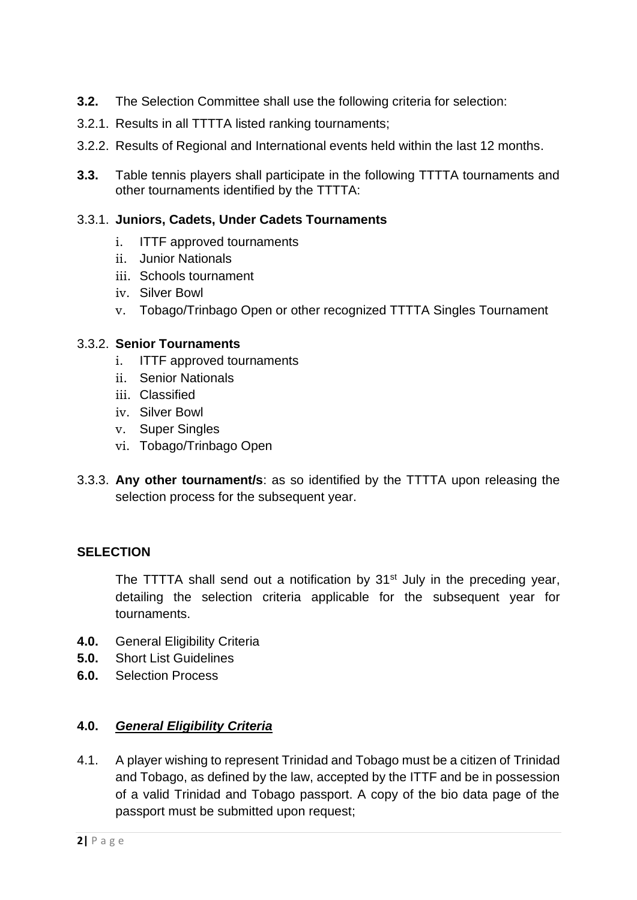**3.2.** The Selection Committee shall use the following criteria for selection:

3.2.1. Results in all TTTTA listed ranking tournaments;

3.2.2. Results of Regional and International events held within the last 12 months.

**3.3.** Table tennis players shall participate in the following TTTTA tournaments and other tournaments identified by the TTTTA:

3.3.1. **Juniors, Cadets, Under Cadets Tournaments**

i. ITTF approved tournaments
ii. Junior Nationals
iii. Schools tournament
iv. Silver Bowl
v. Tobago/Trinbago Open or other recognized TTTTA Singles Tournament

3.3.2. **Senior Tournaments**

i. ITTF approved tournaments
ii. Senior Nationals
iii. Classified
iv. Silver Bowl
v. Super Singles
vi. Tobago/Trinbago Open

3.3.3. **Any other tournament/s**: as so identified by the TTTTA upon releasing the selection process for the subsequent year.

## SELECTION

The TTTTA shall send out a notification by 31st July in the preceding year, detailing the selection criteria applicable for the subsequent year for tournaments.

**4.0.** General Eligibility Criteria
**5.0.** Short List Guidelines
**6.0.** Selection Process

## 4.0. ***General Eligibility Criteria***

4.1. A player wishing to represent Trinidad and Tobago must be a citizen of Trinidad and Tobago, as defined by the law, accepted by the ITTF and be in possession of a valid Trinidad and Tobago passport. A copy of the bio data page of the passport must be submitted upon request;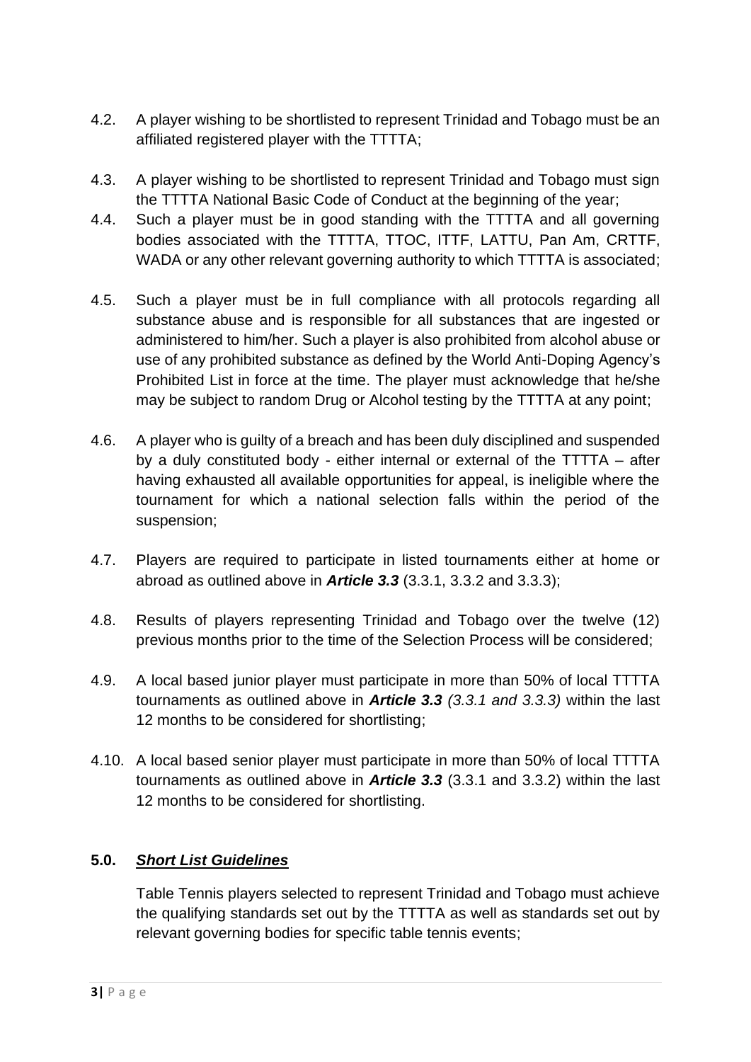4.2. A player wishing to be shortlisted to represent Trinidad and Tobago must be an affiliated registered player with the TTTTA;

4.3. A player wishing to be shortlisted to represent Trinidad and Tobago must sign the TTTTA National Basic Code of Conduct at the beginning of the year;

4.4. Such a player must be in good standing with the TTTTA and all governing bodies associated with the TTTTA, TTOC, ITTF, LATTU, Pan Am, CRTTF, WADA or any other relevant governing authority to which TTTTA is associated;

4.5. Such a player must be in full compliance with all protocols regarding all substance abuse and is responsible for all substances that are ingested or administered to him/her. Such a player is also prohibited from alcohol abuse or use of any prohibited substance as defined by the World Anti-Doping Agency's Prohibited List in force at the time. The player must acknowledge that he/she may be subject to random Drug or Alcohol testing by the TTTTA at any point;

4.6. A player who is guilty of a breach and has been duly disciplined and suspended by a duly constituted body - either internal or external of the TTTTA – after having exhausted all available opportunities for appeal, is ineligible where the tournament for which a national selection falls within the period of the suspension;

4.7. Players are required to participate in listed tournaments either at home or abroad as outlined above in ***Article 3.3*** (3.3.1, 3.3.2 and 3.3.3);

4.8. Results of players representing Trinidad and Tobago over the twelve (12) previous months prior to the time of the Selection Process will be considered;

4.9. A local based junior player must participate in more than 50% of local TTTTA tournaments as outlined above in ***Article 3.3*** *(3.3.1 and 3.3.3)* within the last 12 months to be considered for shortlisting;

4.10. A local based senior player must participate in more than 50% of local TTTTA tournaments as outlined above in ***Article 3.3*** (3.3.1 and 3.3.2) within the last 12 months to be considered for shortlisting.

## 5.0. ***<u>Short List Guidelines</u>***

Table Tennis players selected to represent Trinidad and Tobago must achieve the qualifying standards set out by the TTTTA as well as standards set out by relevant governing bodies for specific table tennis events;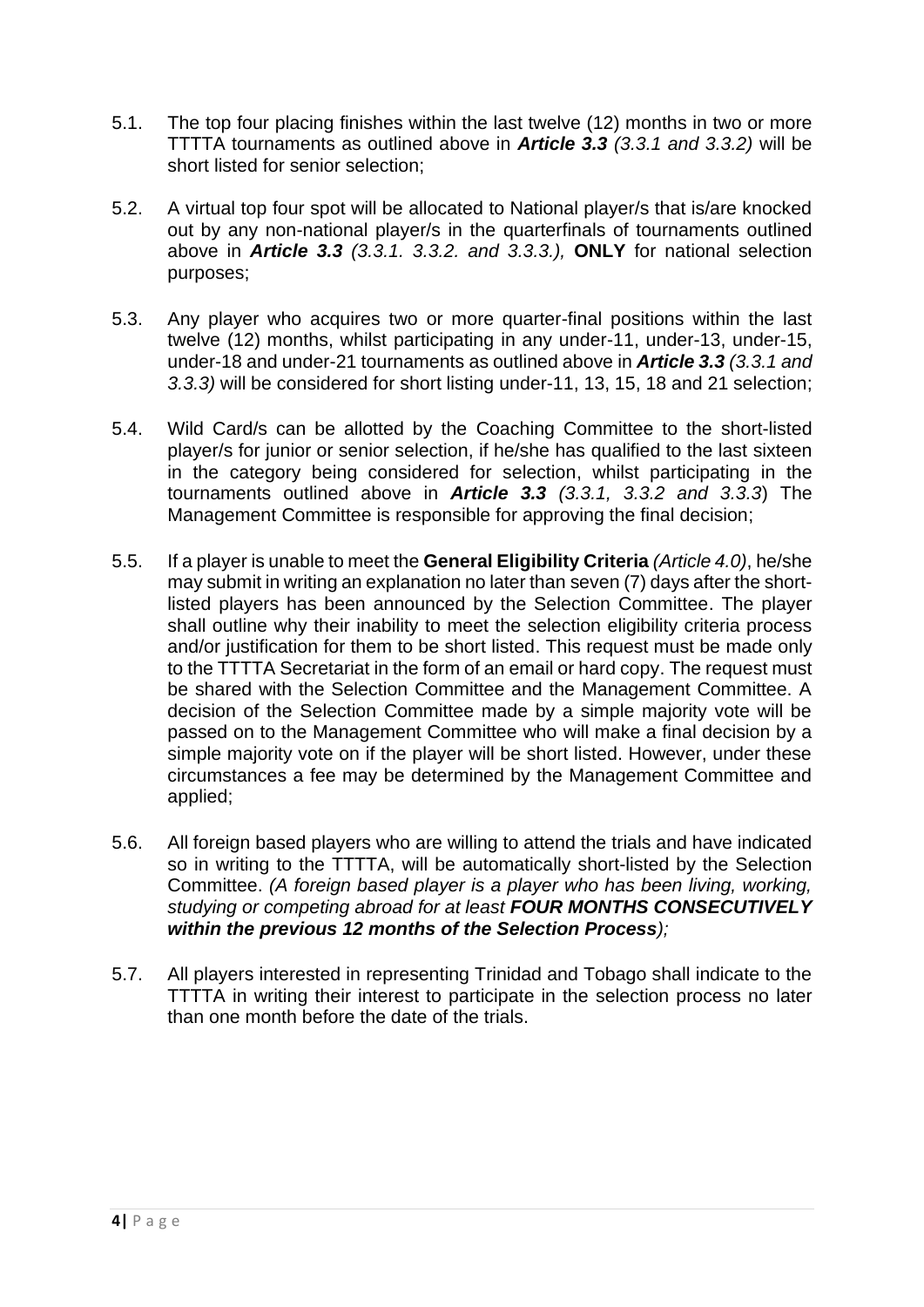5.1. The top four placing finishes within the last twelve (12) months in two or more TTTTA tournaments as outlined above in ***Article 3.3*** *(3.3.1 and 3.3.2)* will be short listed for senior selection;

5.2. A virtual top four spot will be allocated to National player/s that is/are knocked out by any non-national player/s in the quarterfinals of tournaments outlined above in ***Article 3.3*** *(3.3.1. 3.3.2. and 3.3.3.),* **ONLY** for national selection purposes;

5.3. Any player who acquires two or more quarter-final positions within the last twelve (12) months, whilst participating in any under-11, under-13, under-15, under-18 and under-21 tournaments as outlined above in ***Article 3.3*** *(3.3.1 and 3.3.3)* will be considered for short listing under-11, 13, 15, 18 and 21 selection;

5.4. Wild Card/s can be allotted by the Coaching Committee to the short-listed player/s for junior or senior selection, if he/she has qualified to the last sixteen in the category being considered for selection, whilst participating in the tournaments outlined above in ***Article 3.3*** *(3.3.1, 3.3.2 and 3.3.3*) The Management Committee is responsible for approving the final decision;

5.5. If a player is unable to meet the **General Eligibility Criteria** *(Article 4.0)*, he/she may submit in writing an explanation no later than seven (7) days after the short-listed players has been announced by the Selection Committee. The player shall outline why their inability to meet the selection eligibility criteria process and/or justification for them to be short listed. This request must be made only to the TTTTA Secretariat in the form of an email or hard copy. The request must be shared with the Selection Committee and the Management Committee. A decision of the Selection Committee made by a simple majority vote will be passed on to the Management Committee who will make a final decision by a simple majority vote on if the player will be short listed. However, under these circumstances a fee may be determined by the Management Committee and applied;

5.6. All foreign based players who are willing to attend the trials and have indicated so in writing to the TTTTA, will be automatically short-listed by the Selection Committee. *(A foreign based player is a player who has been living, working, studying or competing abroad for at least **FOUR MONTHS CONSECUTIVELY within the previous 12 months of the Selection Process**);*

5.7. All players interested in representing Trinidad and Tobago shall indicate to the TTTTA in writing their interest to participate in the selection process no later than one month before the date of the trials.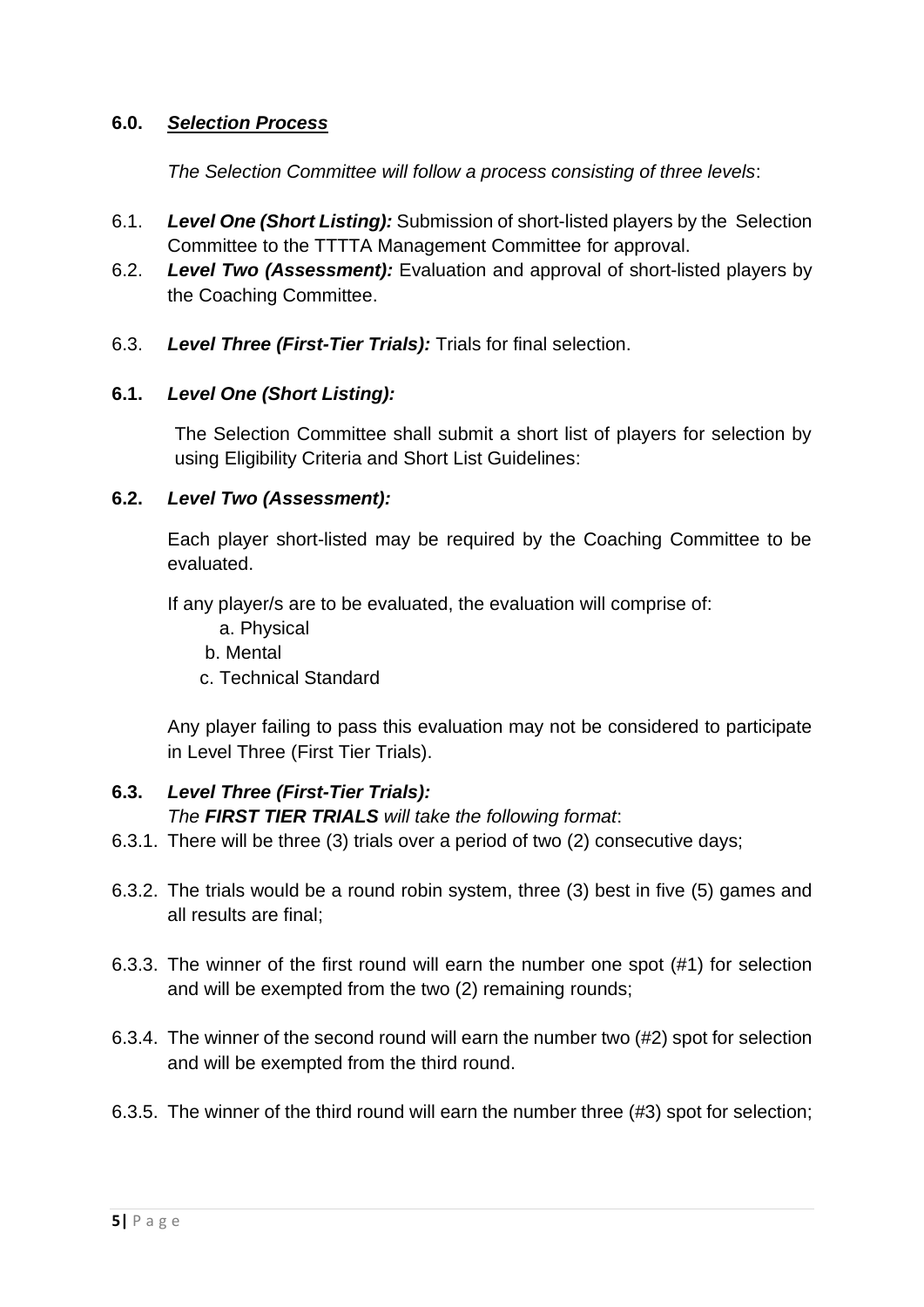## 6.0. ***Selection Process***

*The Selection Committee will follow a process consisting of three levels*:

6.1. ***Level One (Short Listing):*** Submission of short-listed players by the Selection Committee to the TTTTA Management Committee for approval.

6.2. ***Level Two (Assessment):*** Evaluation and approval of short-listed players by the Coaching Committee.

6.3. ***Level Three (First-Tier Trials):*** Trials for final selection.

### 6.1. *Level One (Short Listing):*

The Selection Committee shall submit a short list of players for selection by using Eligibility Criteria and Short List Guidelines:

### 6.2. *Level Two (Assessment):*

Each player short-listed may be required by the Coaching Committee to be evaluated.

If any player/s are to be evaluated, the evaluation will comprise of:

a. Physical
b. Mental
c. Technical Standard

Any player failing to pass this evaluation may not be considered to participate in Level Three (First Tier Trials).

### 6.3. *Level Three (First-Tier Trials):*

*The **FIRST TIER TRIALS** will take the following format*:

6.3.1. There will be three (3) trials over a period of two (2) consecutive days;

6.3.2. The trials would be a round robin system, three (3) best in five (5) games and all results are final;

6.3.3. The winner of the first round will earn the number one spot (#1) for selection and will be exempted from the two (2) remaining rounds;

6.3.4. The winner of the second round will earn the number two (#2) spot for selection and will be exempted from the third round.

6.3.5. The winner of the third round will earn the number three (#3) spot for selection;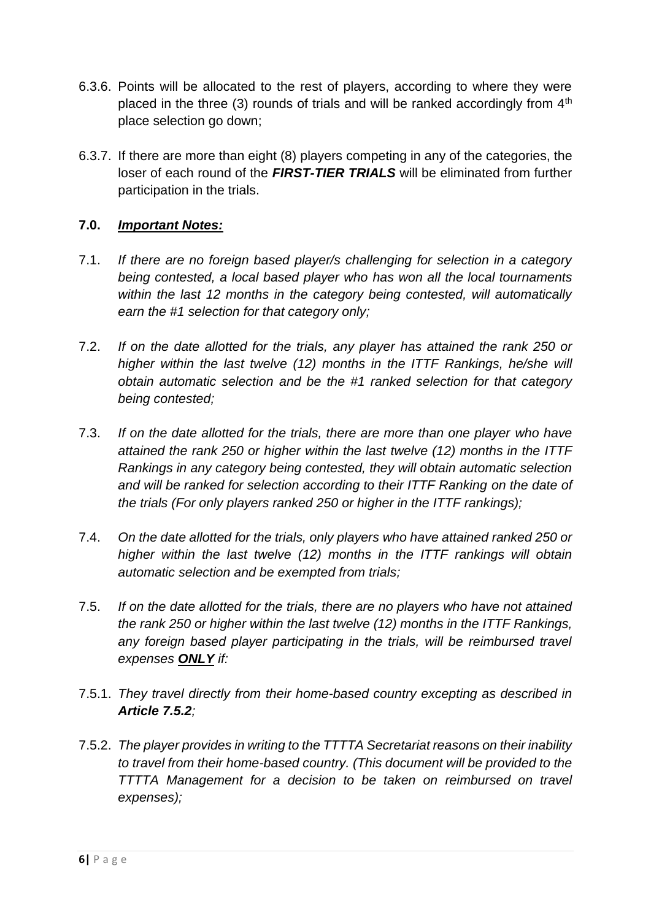6.3.6. Points will be allocated to the rest of players, according to where they were placed in the three (3) rounds of trials and will be ranked accordingly from 4th place selection go down;

6.3.7. If there are more than eight (8) players competing in any of the categories, the loser of each round of the ***FIRST-TIER TRIALS*** will be eliminated from further participation in the trials.

**7.0. *Important Notes:***

7.1. *If there are no foreign based player/s challenging for selection in a category being contested, a local based player who has won all the local tournaments within the last 12 months in the category being contested, will automatically earn the #1 selection for that category only;*

7.2. *If on the date allotted for the trials, any player has attained the rank 250 or higher within the last twelve (12) months in the ITTF Rankings, he/she will obtain automatic selection and be the #1 ranked selection for that category being contested;*

7.3. *If on the date allotted for the trials, there are more than one player who have attained the rank 250 or higher within the last twelve (12) months in the ITTF Rankings in any category being contested, they will obtain automatic selection and will be ranked for selection according to their ITTF Ranking on the date of the trials (For only players ranked 250 or higher in the ITTF rankings);*

7.4. *On the date allotted for the trials, only players who have attained ranked 250 or higher within the last twelve (12) months in the ITTF rankings will obtain automatic selection and be exempted from trials;*

7.5. *If on the date allotted for the trials, there are no players who have not attained the rank 250 or higher within the last twelve (12) months in the ITTF Rankings, any foreign based player participating in the trials, will be reimbursed travel expenses **ONLY** if:*

7.5.1. *They travel directly from their home-based country excepting as described in **Article 7.5.2**;*

7.5.2. *The player provides in writing to the TTTTA Secretariat reasons on their inability to travel from their home-based country. (This document will be provided to the TTTTA Management for a decision to be taken on reimbursed on travel expenses);*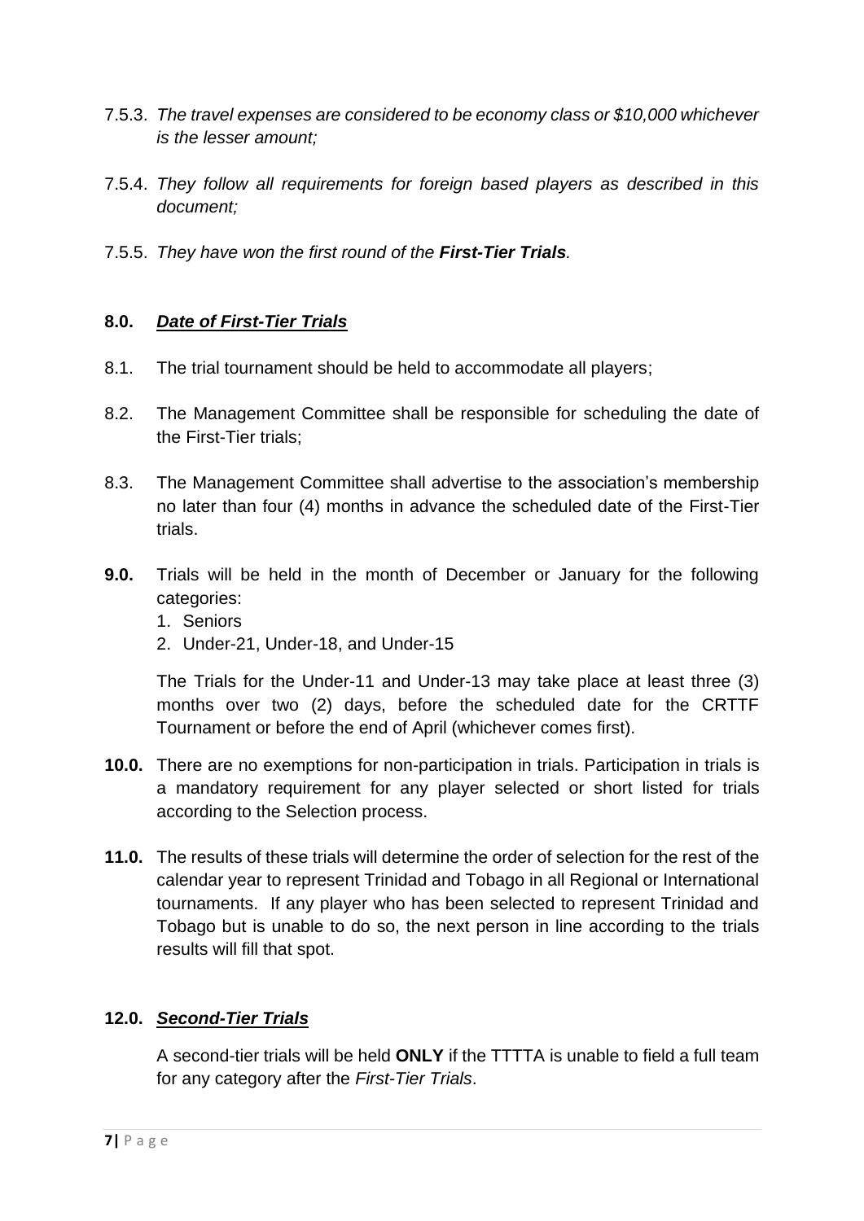7.5.3. *The travel expenses are considered to be economy class or $10,000 whichever is the lesser amount;*

7.5.4. *They follow all requirements for foreign based players as described in this document;*

7.5.5. *They have won the first round of the **First-Tier Trials**.*

**8.0.** ***Date of First-Tier Trials***

8.1. The trial tournament should be held to accommodate all players;

8.2. The Management Committee shall be responsible for scheduling the date of the First-Tier trials;

8.3. The Management Committee shall advertise to the association's membership no later than four (4) months in advance the scheduled date of the First-Tier trials.

**9.0.** Trials will be held in the month of December or January for the following categories:

1. Seniors
2. Under-21, Under-18, and Under-15

The Trials for the Under-11 and Under-13 may take place at least three (3) months over two (2) days, before the scheduled date for the CRTTF Tournament or before the end of April (whichever comes first).

**10.0.** There are no exemptions for non-participation in trials. Participation in trials is a mandatory requirement for any player selected or short listed for trials according to the Selection process.

**11.0.** The results of these trials will determine the order of selection for the rest of the calendar year to represent Trinidad and Tobago in all Regional or International tournaments. If any player who has been selected to represent Trinidad and Tobago but is unable to do so, the next person in line according to the trials results will fill that spot.

**12.0.** ***Second-Tier Trials***

A second-tier trials will be held **ONLY** if the TTTTA is unable to field a full team for any category after the *First-Tier Trials*.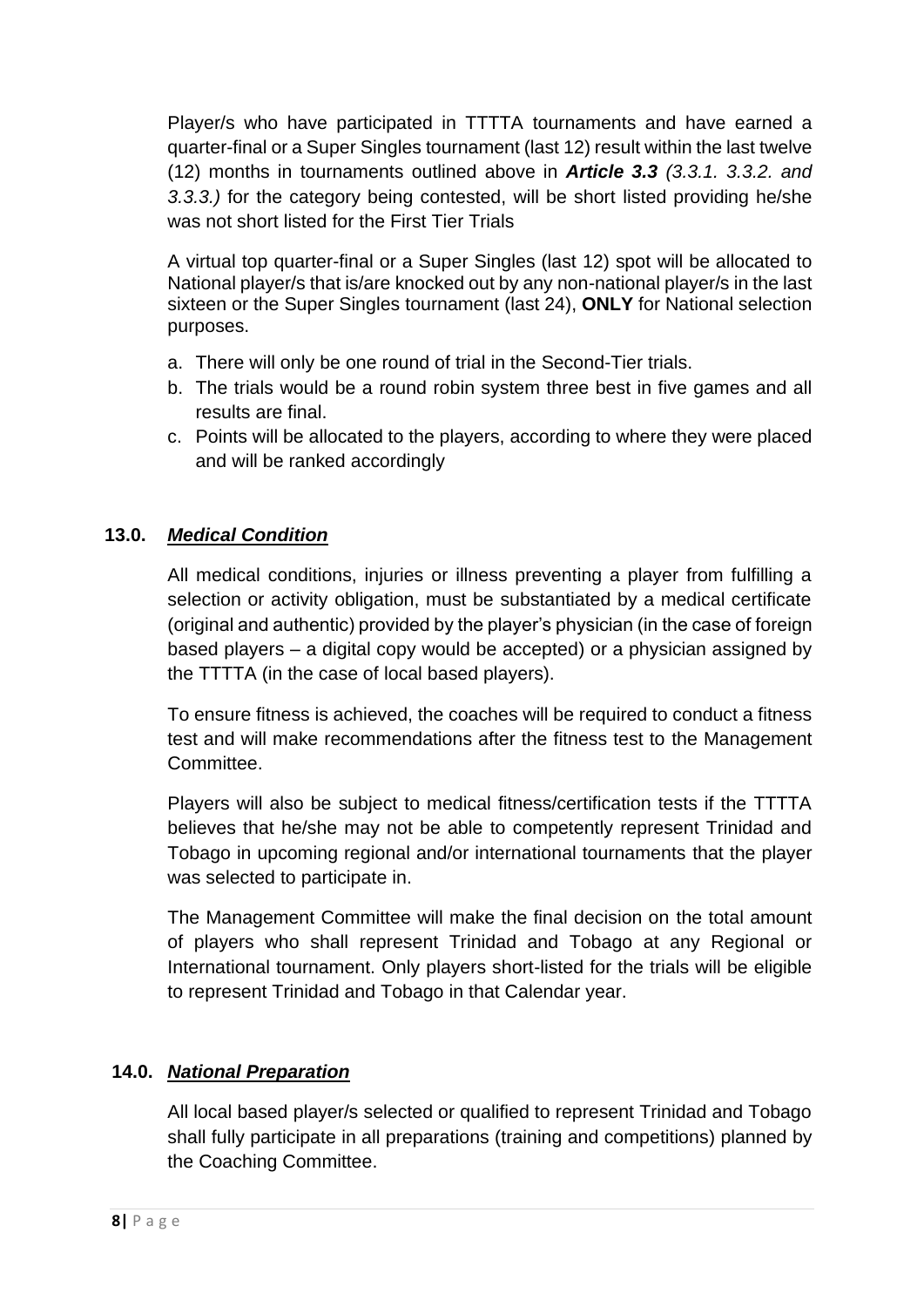Player/s who have participated in TTTTA tournaments and have earned a quarter-final or a Super Singles tournament (last 12) result within the last twelve (12) months in tournaments outlined above in ***Article 3.3*** *(3.3.1. 3.3.2. and 3.3.3.)* for the category being contested, will be short listed providing he/she was not short listed for the First Tier Trials

A virtual top quarter-final or a Super Singles (last 12) spot will be allocated to National player/s that is/are knocked out by any non-national player/s in the last sixteen or the Super Singles tournament (last 24), **ONLY** for National selection purposes.

a. There will only be one round of trial in the Second-Tier trials.
b. The trials would be a round robin system three best in five games and all results are final.
c. Points will be allocated to the players, according to where they were placed and will be ranked accordingly

## 13.0. ***Medical Condition***

All medical conditions, injuries or illness preventing a player from fulfilling a selection or activity obligation, must be substantiated by a medical certificate (original and authentic) provided by the player's physician (in the case of foreign based players – a digital copy would be accepted) or a physician assigned by the TTTTA (in the case of local based players).

To ensure fitness is achieved, the coaches will be required to conduct a fitness test and will make recommendations after the fitness test to the Management Committee.

Players will also be subject to medical fitness/certification tests if the TTTTA believes that he/she may not be able to competently represent Trinidad and Tobago in upcoming regional and/or international tournaments that the player was selected to participate in.

The Management Committee will make the final decision on the total amount of players who shall represent Trinidad and Tobago at any Regional or International tournament. Only players short-listed for the trials will be eligible to represent Trinidad and Tobago in that Calendar year.

## 14.0. ***National Preparation***

All local based player/s selected or qualified to represent Trinidad and Tobago shall fully participate in all preparations (training and competitions) planned by the Coaching Committee.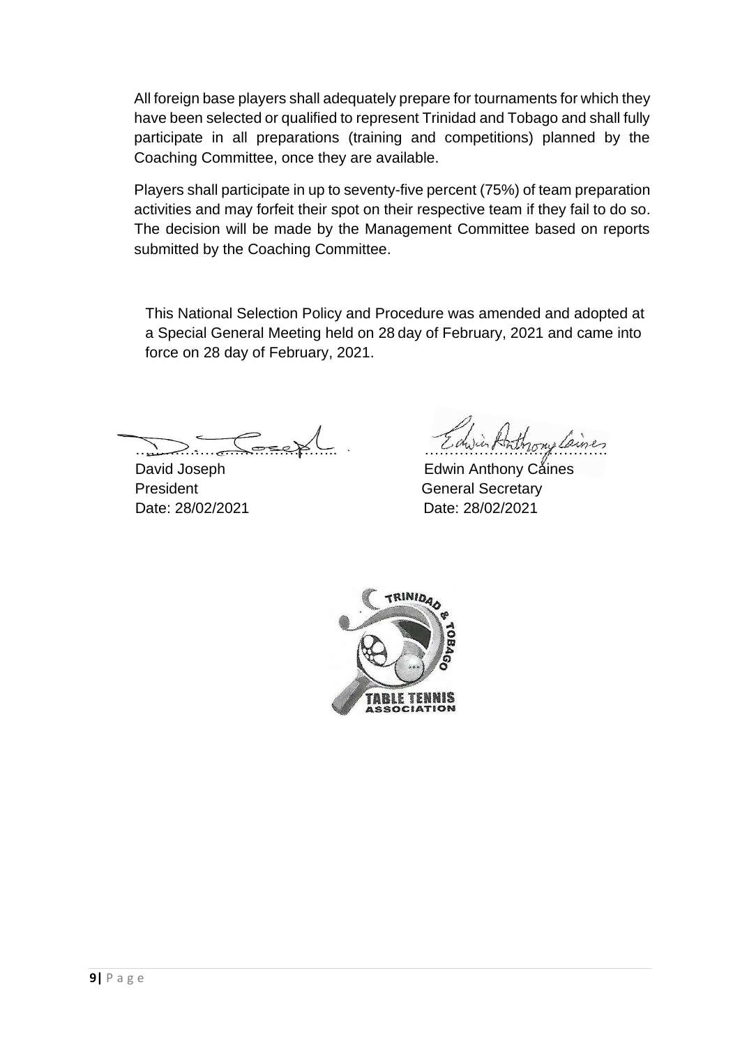All foreign base players shall adequately prepare for tournaments for which they have been selected or qualified to represent Trinidad and Tobago and shall fully participate in all preparations (training and competitions) planned by the Coaching Committee, once they are available.

Players shall participate in up to seventy-five percent (75%) of team preparation activities and may forfeit their spot on their respective team if they fail to do so. The decision will be made by the Management Committee based on reports submitted by the Coaching Committee.

This National Selection Policy and Procedure was amended and adopted at a Special General Meeting held on 28 day of February, 2021 and came into force on 28 day of February, 2021.

| | |
|---|---|
| …………………………………… | …………………………………… |
| David Joseph | Edwin Anthony Caines |
| President | General Secretary |
| Date: 28/02/2021 | Date: 28/02/2021 |